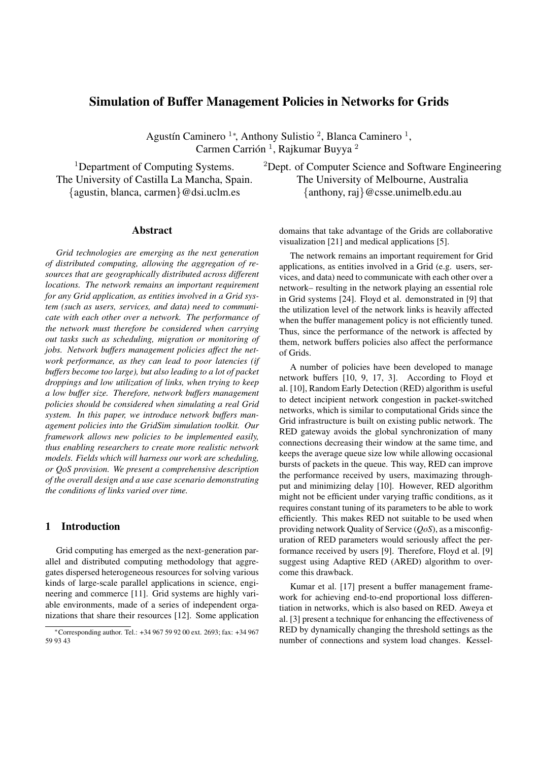# Simulation of Buffer Management Policies in Networks for Grids

Agustín Caminero [1]*, Anthony Sulistio [2], Blanca Caminero [1], Carmen Carrión [1], Rajkumar Buyya [2]

[1]Department of Computing Systems. The University of Castilla La Mancha, Spain. {agustin, blanca, carmen}@dsi.uclm.es

[2]Dept. of Computer Science and Software Engineering The University of Melbourne, Australia {anthony, raj}@csse.unimelb.edu.au

## Abstract

*Grid technologies are emerging as the next generation of distributed computing, allowing the aggregation of resources that are geographically distributed across different locations. The network remains an important requirement for any Grid application, as entities involved in a Grid system (such as users, services, and data) need to communicate with each other over a network. The performance of the network must therefore be considered when carrying out tasks such as scheduling, migration or monitoring of jobs. Network buffers management policies affect the network performance, as they can lead to poor latencies (if buffers become too large), but also leading to a lot of packet droppings and low utilization of links, when trying to keep a low buffer size. Therefore, network buffers management policies should be considered when simulating a real Grid system. In this paper, we introduce network buffers management policies into the GridSim simulation toolkit. Our framework allows new policies to be implemented easily, thus enabling researchers to create more realistic network models. Fields which will harness our work are scheduling, or QoS provision. We present a comprehensive description of the overall design and a use case scenario demonstrating the conditions of links varied over time.*

## 1 Introduction

Grid computing has emerged as the next-generation parallel and distributed computing methodology that aggregates dispersed heterogeneous resources for solving various kinds of large-scale parallel applications in science, engineering and commerce [11]. Grid systems are highly variable environments, made of a series of independent organizations that share their resources [12]. Some application domains that take advantage of the Grids are collaborative visualization [21] and medical applications [5].

The network remains an important requirement for Grid applications, as entities involved in a Grid (e.g. users, services, and data) need to communicate with each other over a network– resulting in the network playing an essential role in Grid systems [24]. Floyd et al. demonstrated in [9] that the utilization level of the network links is heavily affected when the buffer management policy is not efficiently tuned. Thus, since the performance of the network is affected by them, network buffers policies also affect the performance of Grids.

A number of policies have been developed to manage network buffers [10, 9, 17, 3]. According to Floyd et al. [10], Random Early Detection (RED) algorithm is useful to detect incipient network congestion in packet-switched networks, which is similar to computational Grids since the Grid infrastructure is built on existing public network. The RED gateway avoids the global synchronization of many connections decreasing their window at the same time, and keeps the average queue size low while allowing occasional bursts of packets in the queue. This way, RED can improve the performance received by users, maximazing throughput and minimizing delay [10]. However, RED algorithm might not be efficient under varying traffic conditions, as it requires constant tuning of its parameters to be able to work efficiently. This makes RED not suitable to be used when providing network Quality of Service (*QoS*), as a misconfiguration of RED parameters would seriously affect the performance received by users [9]. Therefore, Floyd et al. [9] suggest using Adaptive RED (ARED) algorithm to overcome this drawback.

Kumar et al. [17] present a buffer management framework for achieving end-to-end proportional loss differentiation in networks, which is also based on RED. Aweya et al. [3] present a technique for enhancing the effectiveness of RED by dynamically changing the threshold settings as the number of connections and system load changes. Kessel-

*Corresponding author. Tel.: +34 967 59 92 00 ext. 2693; fax: +34 967 59 93 43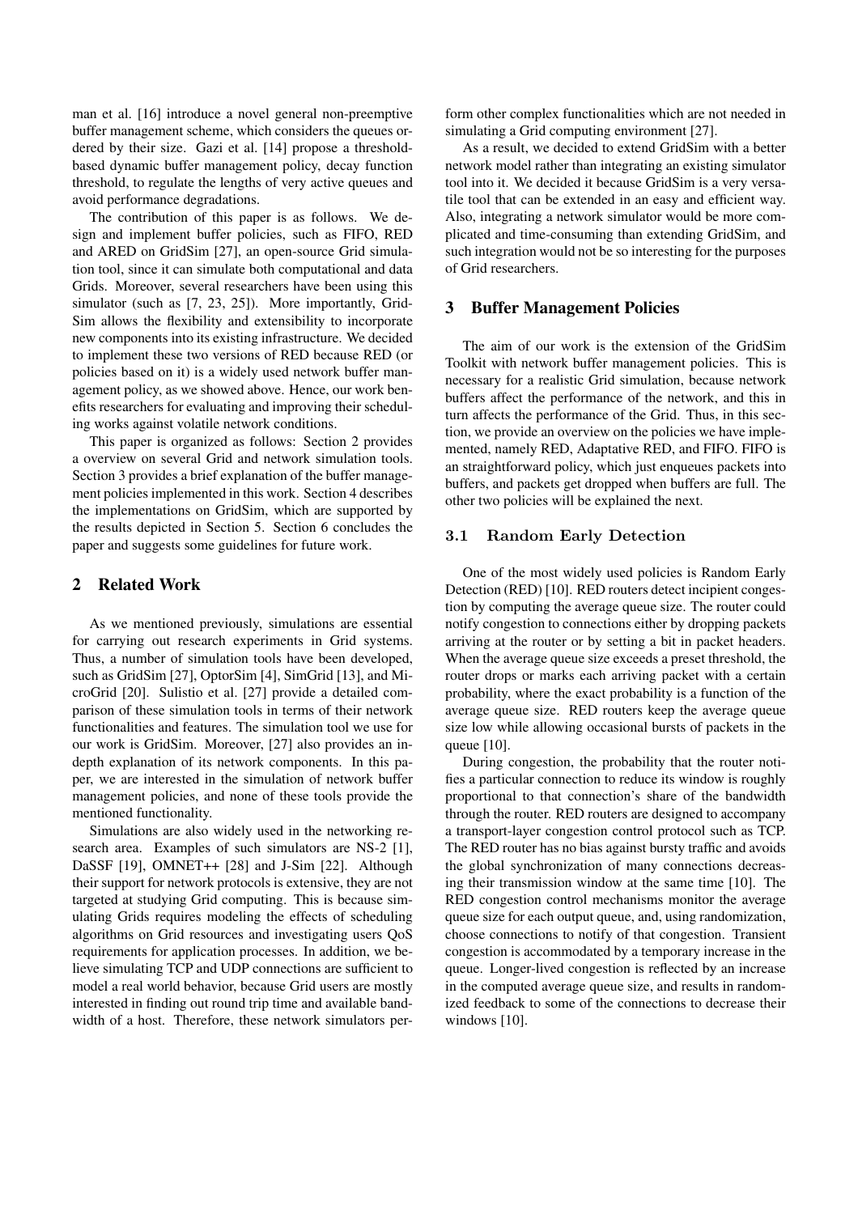man et al. [16] introduce a novel general non-preemptive buffer management scheme, which considers the queues ordered by their size. Gazi et al. [14] propose a threshold-based dynamic buffer management policy, decay function threshold, to regulate the lengths of very active queues and avoid performance degradations.

The contribution of this paper is as follows. We design and implement buffer policies, such as FIFO, RED and ARED on GridSim [27], an open-source Grid simulation tool, since it can simulate both computational and data Grids. Moreover, several researchers have been using this simulator (such as [7, 23, 25]). More importantly, GridSim allows the flexibility and extensibility to incorporate new components into its existing infrastructure. We decided to implement these two versions of RED because RED (or policies based on it) is a widely used network buffer management policy, as we showed above. Hence, our work benefits researchers for evaluating and improving their scheduling works against volatile network conditions.

This paper is organized as follows: Section 2 provides a overview on several Grid and network simulation tools. Section 3 provides a brief explanation of the buffer management policies implemented in this work. Section 4 describes the implementations on GridSim, which are supported by the results depicted in Section 5. Section 6 concludes the paper and suggests some guidelines for future work.

## 2 Related Work

As we mentioned previously, simulations are essential for carrying out research experiments in Grid systems. Thus, a number of simulation tools have been developed, such as GridSim [27], OptorSim [4], SimGrid [13], and MicroGrid [20]. Sulistio et al. [27] provide a detailed comparison of these simulation tools in terms of their network functionalities and features. The simulation tool we use for our work is GridSim. Moreover, [27] also provides an in-depth explanation of its network components. In this paper, we are interested in the simulation of network buffer management policies, and none of these tools provide the mentioned functionality.

Simulations are also widely used in the networking research area. Examples of such simulators are NS-2 [1], DaSSF [19], OMNET++ [28] and J-Sim [22]. Although their support for network protocols is extensive, they are not targeted at studying Grid computing. This is because simulating Grids requires modeling the effects of scheduling algorithms on Grid resources and investigating users QoS requirements for application processes. In addition, we believe simulating TCP and UDP connections are sufficient to model a real world behavior, because Grid users are mostly interested in finding out round trip time and available bandwidth of a host. Therefore, these network simulators perform other complex functionalities which are not needed in simulating a Grid computing environment [27].

As a result, we decided to extend GridSim with a better network model rather than integrating an existing simulator tool into it. We decided it because GridSim is a very versatile tool that can be extended in an easy and efficient way. Also, integrating a network simulator would be more complicated and time-consuming than extending GridSim, and such integration would not be so interesting for the purposes of Grid researchers.

## 3 Buffer Management Policies

The aim of our work is the extension of the GridSim Toolkit with network buffer management policies. This is necessary for a realistic Grid simulation, because network buffers affect the performance of the network, and this in turn affects the performance of the Grid. Thus, in this section, we provide an overview on the policies we have implemented, namely RED, Adaptative RED, and FIFO. FIFO is an straightforward policy, which just enqueues packets into buffers, and packets get dropped when buffers are full. The other two policies will be explained the next.

### 3.1 Random Early Detection

One of the most widely used policies is Random Early Detection (RED) [10]. RED routers detect incipient congestion by computing the average queue size. The router could notify congestion to connections either by dropping packets arriving at the router or by setting a bit in packet headers. When the average queue size exceeds a preset threshold, the router drops or marks each arriving packet with a certain probability, where the exact probability is a function of the average queue size. RED routers keep the average queue size low while allowing occasional bursts of packets in the queue [10].

During congestion, the probability that the router notifies a particular connection to reduce its window is roughly proportional to that connection's share of the bandwidth through the router. RED routers are designed to accompany a transport-layer congestion control protocol such as TCP. The RED router has no bias against bursty traffic and avoids the global synchronization of many connections decreasing their transmission window at the same time [10]. The RED congestion control mechanisms monitor the average queue size for each output queue, and, using randomization, choose connections to notify of that congestion. Transient congestion is accommodated by a temporary increase in the queue. Longer-lived congestion is reflected by an increase in the computed average queue size, and results in randomized feedback to some of the connections to decrease their windows [10].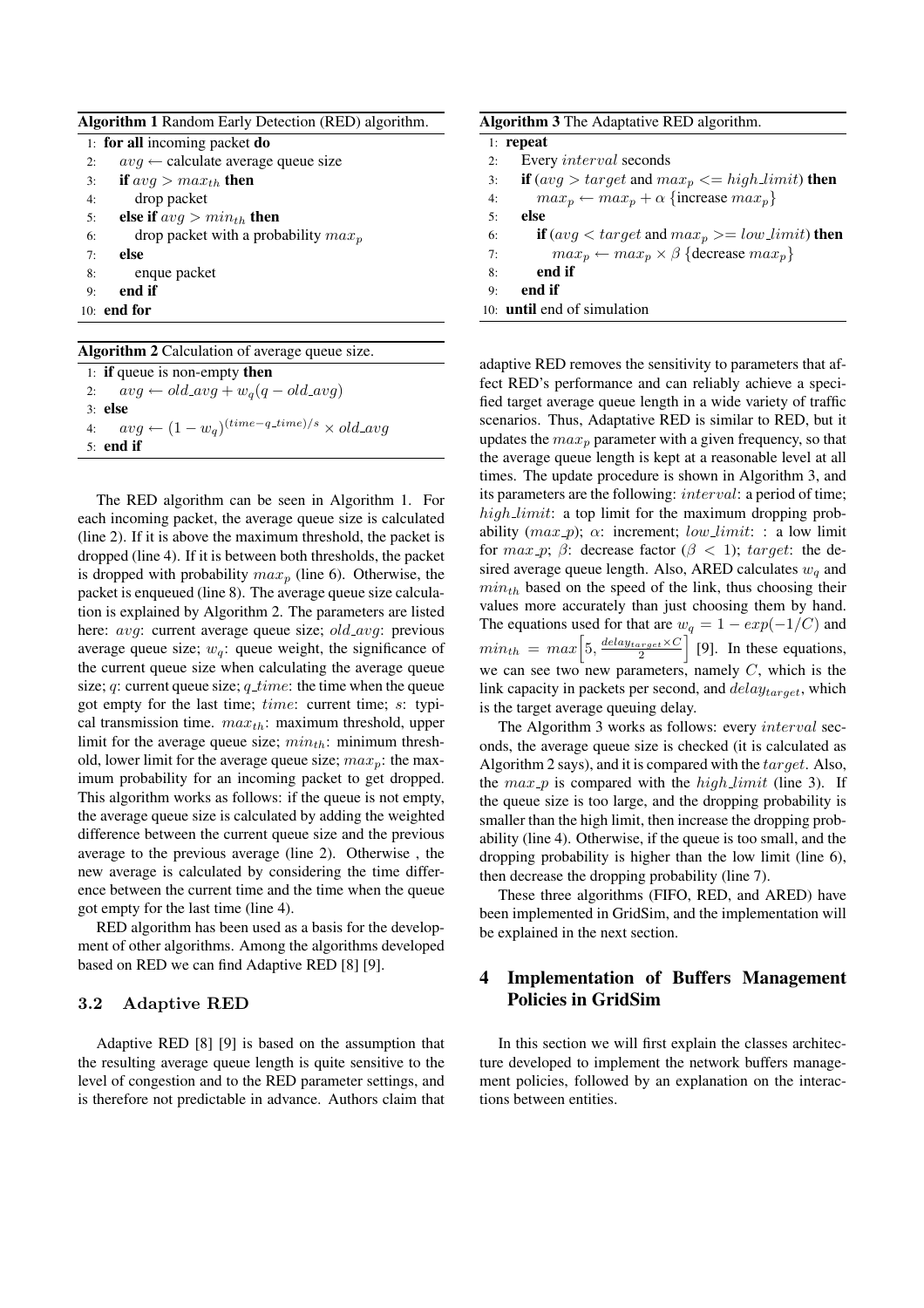**Algorithm 1** Random Early Detection (RED) algorithm.

```
1: for all incoming packet do
2:    avg ← calculate average queue size
3:    if avg > max_th then
4:       drop packet
5:    else if avg > min_th then
6:       drop packet with a probability max_p
7:    else
8:       enque packet
9:    end if
10: end for
```

**Algorithm 2** Calculation of average queue size.

```
1: if queue is non-empty then
2:    avg ← old_avg + w_q(q − old_avg)
3: else
4:    avg ← (1 − w_q)^((time−q_time)/s) × old_avg
5: end if
```

The RED algorithm can be seen in Algorithm 1. For each incoming packet, the average queue size is calculated (line 2). If it is above the maximum threshold, the packet is dropped (line 4). If it is between both thresholds, the packet is dropped with probability $max_p$ (line 6). Otherwise, the packet is enqueued (line 8). The average queue size calculation is explained by Algorithm 2. The parameters are listed here: $avg$: current average queue size; $old\_avg$: previous average queue size; $w_q$: queue weight, the significance of the current queue size when calculating the average queue size; $q$: current queue size; $q\_time$: the time when the queue got empty for the last time; $time$: current time; $s$: typical transmission time. $max_{th}$: maximum threshold, upper limit for the average queue size; $min_{th}$: minimum threshold, lower limit for the average queue size; $max_p$: the maximum probability for an incoming packet to get dropped. This algorithm works as follows: if the queue is not empty, the average queue size is calculated by adding the weighted difference between the current queue size and the previous average to the previous average (line 2). Otherwise , the new average is calculated by considering the time difference between the current time and the time when the queue got empty for the last time (line 4).

RED algorithm has been used as a basis for the development of other algorithms. Among the algorithms developed based on RED we can find Adaptive RED [8] [9].

### 3.2 Adaptive RED

Adaptive RED [8] [9] is based on the assumption that the resulting average queue length is quite sensitive to the level of congestion and to the RED parameter settings, and is therefore not predictable in advance. Authors claim that adaptive RED removes the sensitivity to parameters that affect RED's performance and can reliably achieve a specified target average queue length in a wide variety of traffic scenarios. Thus, Adaptive RED is similar to RED, but it updates the $max_p$ parameter with a given frequency, so that the average queue length is kept at a reasonable level at all times. The update procedure is shown in Algorithm 3, and its parameters are the following: $interval$: a period of time; $high\_limit$: a top limit for the maximum dropping probability ($max\_p$); $\alpha$: increment; $low\_limit$: : a low limit for $max\_p$; $\beta$: decrease factor ($\beta < 1$); $target$: the desired average queue length. Also, ARED calculates $w_q$ and $min_{th}$ based on the speed of the link, thus choosing their values more accurately than just choosing them by hand. The equations used for that are $w_q = 1 - exp(-1/C)$ and $min_{th} = max\left[5, \frac{delay_{target} \times C}{2}\right]$ [9]. In these equations, we can see two new parameters, namely $C$, which is the link capacity in packets per second, and $delay_{target}$, which is the target average queuing delay.

**Algorithm 3** The Adaptative RED algorithm.

```
1: repeat
2:    Every interval seconds
3:    if (avg > target and max_p <= high_limit) then
4:       max_p ← max_p + α {increase max_p}
5:    else
6:       if (avg < target and max_p >= low_limit) then
7:          max_p ← max_p × β {decrease max_p}
8:       end if
9:    end if
10: until end of simulation
```

The Algorithm 3 works as follows: every $interval$ seconds, the average queue size is checked (it is calculated as Algorithm 2 says), and it is compared with the $target$. Also, the $max\_p$ is compared with the $high\_limit$ (line 3). If the queue size is too large, and the dropping probability is smaller than the high limit, then increase the dropping probability (line 4). Otherwise, if the queue is too small, and the dropping probability is higher than the low limit (line 6), then decrease the dropping probability (line 7).

These three algorithms (FIFO, RED, and ARED) have been implemented in GridSim, and the implementation will be explained in the next section.

## 4 Implementation of Buffers Management Policies in GridSim

In this section we will first explain the classes architecture developed to implement the network buffers management policies, followed by an explanation on the interactions between entities.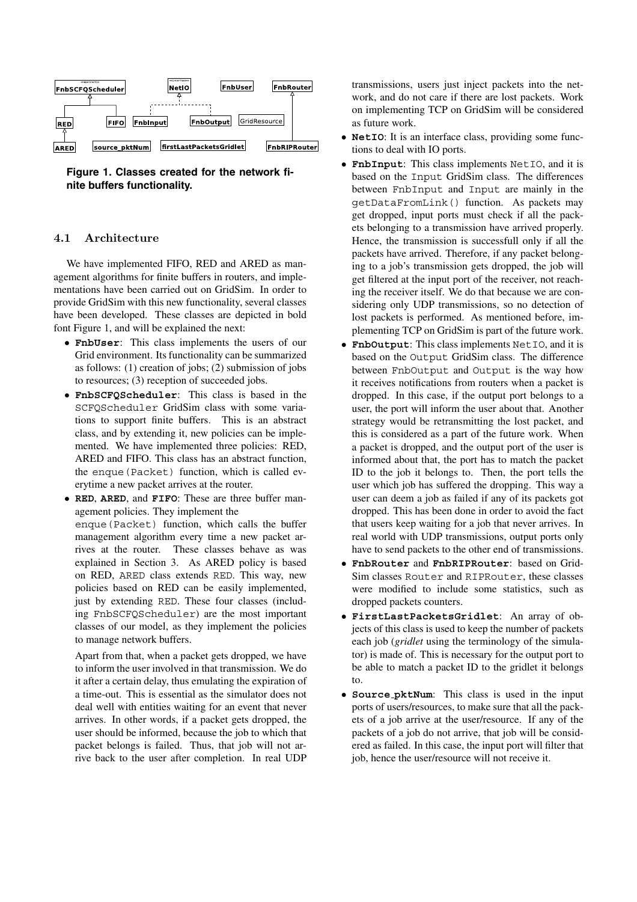**Figure 1. Classes created for the network finite buffers functionality.**

### 4.1 Architecture

We have implemented FIFO, RED and ARED as management algorithms for finite buffers in routers, and implementations have been carried out on GridSim. In order to provide GridSim with this new functionality, several classes have been developed. These classes are depicted in bold font Figure 1, and will be explained the next:

- **FnbUser**: This class implements the users of our Grid environment. Its functionality can be summarized as follows: (1) creation of jobs; (2) submission of jobs to resources; (3) reception of succeeded jobs.
- **FnbSCFQScheduler**: This class is based in the `SCFQScheduler` GridSim class with some variations to support finite buffers. This is an abstract class, and by extending it, new policies can be implemented. We have implemented three policies: RED, ARED and FIFO. This class has an abstract function, the `enque(Packet)` function, which is called everytime a new packet arrives at the router.
- **RED**, **ARED**, and **FIFO**: These are three buffer management policies. They implement the `enque(Packet)` function, which calls the buffer management algorithm every time a new packet arrives at the router. These classes behave as was explained in Section 3. As ARED policy is based on RED, `ARED` class extends `RED`. This way, new policies based on RED can be easily implemented, just by extending `RED`. These four classes (including `FnbSCFQScheduler`) are the most important classes of our model, as they implement the policies to manage network buffers.

  Apart from that, when a packet gets dropped, we have to inform the user involved in that transmission. We do it after a certain delay, thus emulating the expiration of a time-out. This is essential as the simulator does not deal well with entities waiting for an event that never arrives. In other words, if a packet gets dropped, the user should be informed, because the job to which that packet belongs is failed. Thus, that job will not arrive back to the user after completion. In real UDP transmissions, users just inject packets into the network, and do not care if there are lost packets. Work on implementing TCP on GridSim will be considered as future work.
- **NetIO**: It is an interface class, providing some functions to deal with IO ports.
- **FnbInput**: This class implements `NetIO`, and it is based on the `Input` GridSim class. The differences between `FnbInput` and `Input` are mainly in the `getDataFromLink()` function. As packets may get dropped, input ports must check if all the packets belonging to a transmission have arrived properly. Hence, the transmission is successfull only if all the packets have arrived. Therefore, if any packet belonging to a job's transmission gets dropped, the job will get filtered at the input port of the receiver, not reaching the receiver itself. We do that because we are considering only UDP transmissions, so no detection of lost packets is performed. As mentioned before, implementing TCP on GridSim is part of the future work.
- **FnbOutput**: This class implements `NetIO`, and it is based on the `Output` GridSim class. The difference between `FnbOutput` and `Output` is the way how it receives notifications from routers when a packet is dropped. In this case, if the output port belongs to a user, the port will inform the user about that. Another strategy would be retransmitting the lost packet, and this is considered as a part of the future work. When a packet is dropped, and the output port of the user is informed about that, the port has to match the packet ID to the job it belongs to. Then, the port tells the user which job has suffered the dropping. This way a user can deem a job as failed if any of its packets got dropped. This has been done in order to avoid the fact that users keep waiting for a job that never arrives. In real world with UDP transmissions, output ports only have to send packets to the other end of transmissions.
- **FnbRouter** and **FnbRIPRouter**: based on GridSim classes `Router` and `RIPRouter`, these classes were modified to include some statistics, such as dropped packets counters.
- **FirstLastPacketsGridlet**: An array of objects of this class is used to keep the number of packets each job (*gridlet* using the terminology of the simulator) is made of. This is necessary for the output port to be able to match a packet ID to the gridlet it belongs to.
- **Source_pktNum**: This class is used in the input ports of users/resources, to make sure that all the packets of a job arrive at the user/resource. If any of the packets of a job do not arrive, that job will be considered as failed. In this case, the input port will filter that job, hence the user/resource will not receive it.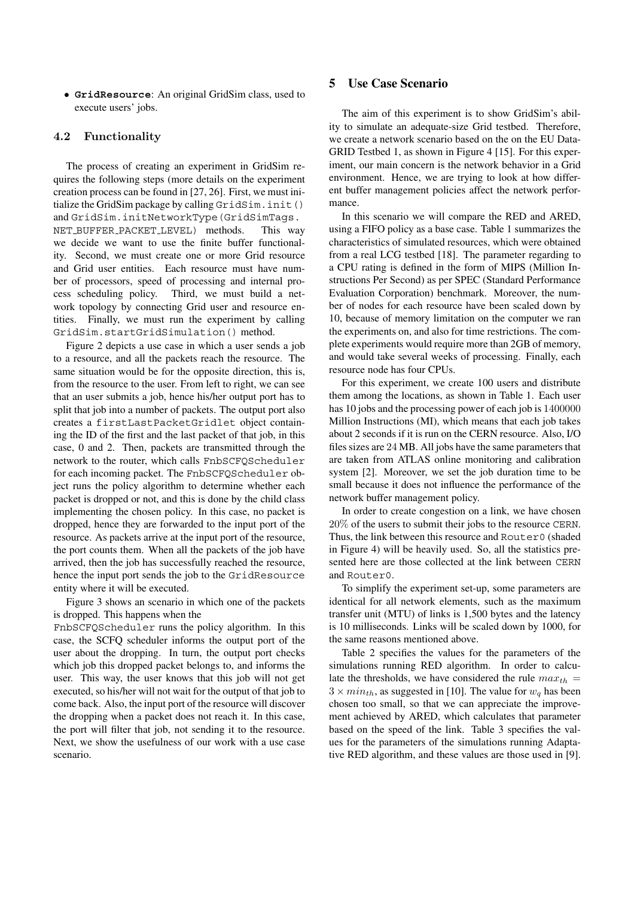- **GridResource**: An original GridSim class, used to execute users' jobs.

### 4.2 Functionality

The process of creating an experiment in GridSim requires the following steps (more details on the experiment creation process can be found in [27, 26]. First, we must initialize the GridSim package by calling `GridSim.init()` and `GridSim.initNetworkType(GridSimTags. NET_BUFFER_PACKET_LEVEL)` methods. This way we decide we want to use the finite buffer functionality. Second, we must create one or more Grid resource and Grid user entities. Each resource must have number of processors, speed of processing and internal process scheduling policy. Third, we must build a network topology by connecting Grid user and resource entities. Finally, we must run the experiment by calling `GridSim.startGridSimulation()` method.

Figure 2 depicts a use case in which a user sends a job to a resource, and all the packets reach the resource. The same situation would be for the opposite direction, this is, from the resource to the user. From left to right, we can see that an user submits a job, hence his/her output port has to split that job into a number of packets. The output port also creates a `firstLastPacketGridlet` object containing the ID of the first and the last packet of that job, in this case, 0 and 2. Then, packets are transmitted through the network to the router, which calls `FnbSCFQScheduler` for each incoming packet. The `FnbSCFQScheduler` object runs the policy algorithm to determine whether each packet is dropped or not, and this is done by the child class implementing the chosen policy. In this case, no packet is dropped, hence they are forwarded to the input port of the resource. As packets arrive at the input port of the resource, the port counts them. When all the packets of the job have arrived, then the job has successfully reached the resource, hence the input port sends the job to the `GridResource` entity where it will be executed.

Figure 3 shows an scenario in which one of the packets is dropped. This happens when the `FnbSCFQScheduler` runs the policy algorithm. In this case, the SCFQ scheduler informs the output port of the user about the dropping. In turn, the output port checks which job this dropped packet belongs to, and informs the user. This way, the user knows that this job will not get executed, so his/her will not wait for the output of that job to come back. Also, the input port of the resource will discover the dropping when a packet does not reach it. In this case, the port will filter that job, not sending it to the resource. Next, we show the usefulness of our work with a use case scenario.

## 5 Use Case Scenario

The aim of this experiment is to show GridSim's ability to simulate an adequate-size Grid testbed. Therefore, we create a network scenario based on the on the EU DataGRID Testbed 1, as shown in Figure 4 [15]. For this experiment, our main concern is the network behavior in a Grid environment. Hence, we are trying to look at how different buffer management policies affect the network performance.

In this scenario we will compare the RED and ARED, using a FIFO policy as a base case. Table 1 summarizes the characteristics of simulated resources, which were obtained from a real LCG testbed [18]. The parameter regarding to a CPU rating is defined in the form of MIPS (Million Instructions Per Second) as per SPEC (Standard Performance Evaluation Corporation) benchmark. Moreover, the number of nodes for each resource have been scaled down by 10, because of memory limitation on the computer we ran the experiments on, and also for time restrictions. The complete experiments would require more than 2GB of memory, and would take several weeks of processing. Finally, each resource node has four CPUs.

For this experiment, we create 100 users and distribute them among the locations, as shown in Table 1. Each user has 10 jobs and the processing power of each job is 1400000 Million Instructions (MI), which means that each job takes about 2 seconds if it is run on the CERN resource. Also, I/O files sizes are 24 MB. All jobs have the same parameters that are taken from ATLAS online monitoring and calibration system [2]. Moreover, we set the job duration time to be small because it does not influence the performance of the network buffer management policy.

In order to create congestion on a link, we have chosen 20% of the users to submit their jobs to the resource `CERN`. Thus, the link between this resource and `Router0` (shaded in Figure 4) will be heavily used. So, all the statistics presented here are those collected at the link between `CERN` and `Router0`.

To simplify the experiment set-up, some parameters are identical for all network elements, such as the maximum transfer unit (MTU) of links is 1,500 bytes and the latency is 10 milliseconds. Links will be scaled down by 1000, for the same reasons mentioned above.

Table 2 specifies the values for the parameters of the simulations running RED algorithm. In order to calculate the thresholds, we have considered the rule $max_{th} = 3 \times min_{th}$, as suggested in [10]. The value for $w_q$ has been chosen too small, so that we can appreciate the improvement achieved by ARED, which calculates that parameter based on the speed of the link. Table 3 specifies the values for the parameters of the simulations running Adaptative RED algorithm, and these values are those used in [9].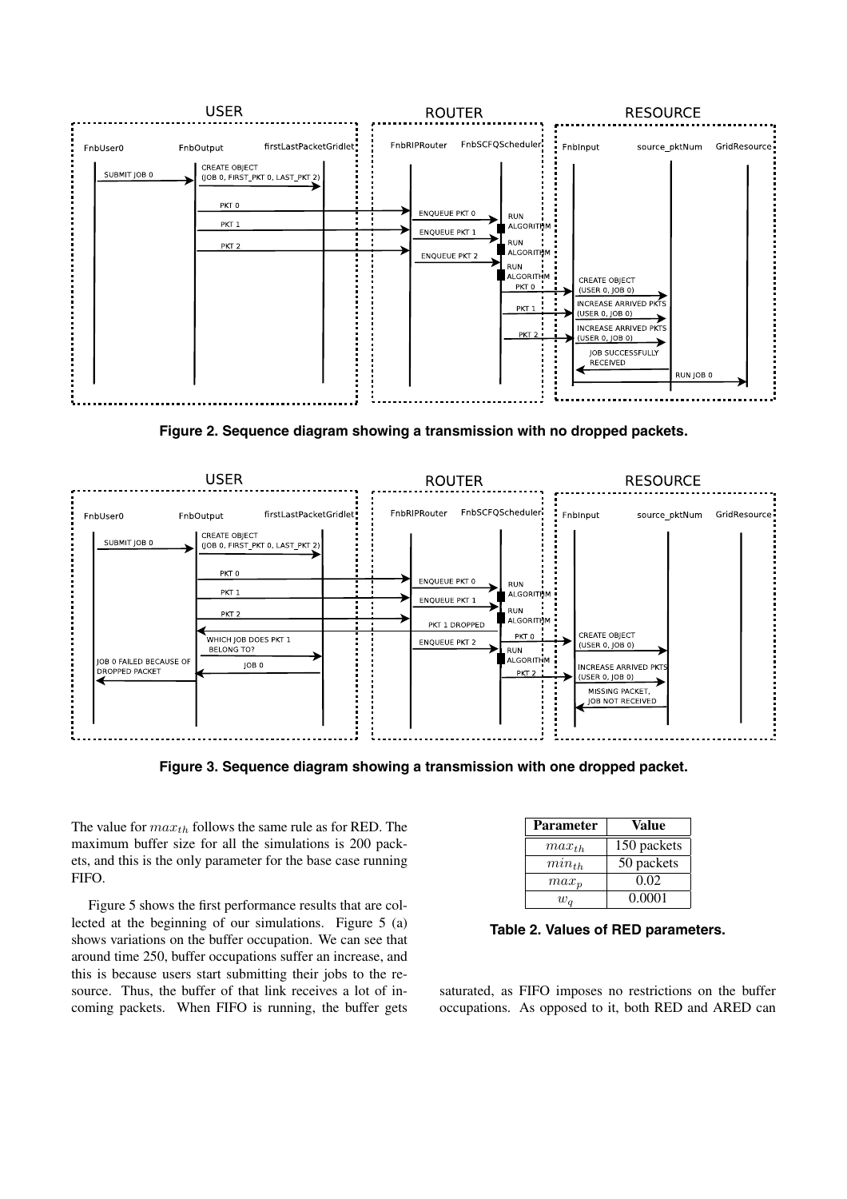**Figure 2. Sequence diagram showing a transmission with no dropped packets.**

**Figure 3. Sequence diagram showing a transmission with one dropped packet.**

The value for $max_{th}$ follows the same rule as for RED. The maximum buffer size for all the simulations is 200 packets, and this is the only parameter for the base case running FIFO.

Figure 5 shows the first performance results that are collected at the beginning of our simulations. Figure 5 (a) shows variations on the buffer occupation. We can see that around time 250, buffer occupations suffer an increase, and this is because users start submitting their jobs to the resource. Thus, the buffer of that link receives a lot of incoming packets. When FIFO is running, the buffer gets saturated, as FIFO imposes no restrictions on the buffer occupations. As opposed to it, both RED and ARED can

| Parameter | Value |
|---|---|
| $max_{th}$ | 150 packets |
| $min_{th}$ | 50 packets |
| $max_p$ | 0.02 |
| $w_q$ | 0.0001 |

**Table 2. Values of RED parameters.**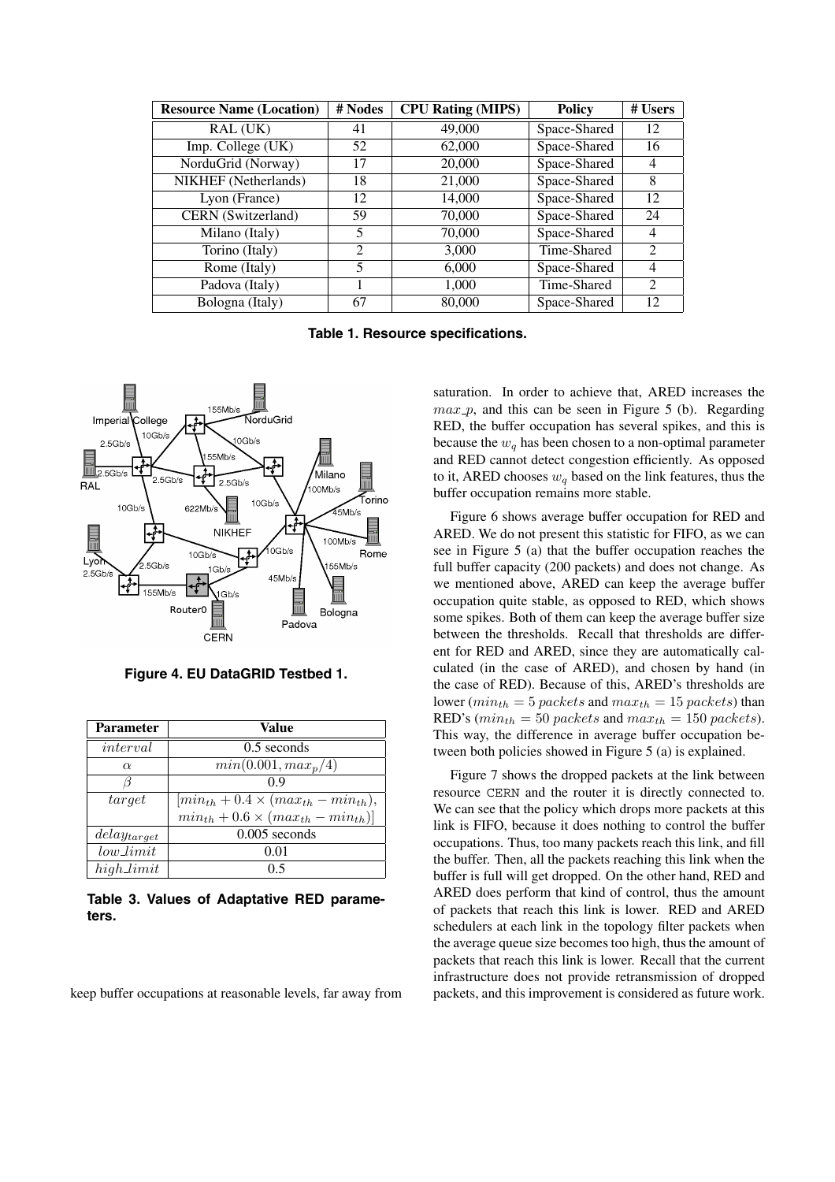| Resource Name (Location) | # Nodes | CPU Rating (MIPS) | Policy | # Users |
|---|---|---|---|---|
| RAL (UK) | 41 | 49,000 | Space-Shared | 12 |
| Imp. College (UK) | 52 | 62,000 | Space-Shared | 16 |
| NorduGrid (Norway) | 17 | 20,000 | Space-Shared | 4 |
| NIKHEF (Netherlands) | 18 | 21,000 | Space-Shared | 8 |
| Lyon (France) | 12 | 14,000 | Space-Shared | 12 |
| CERN (Switzerland) | 59 | 70,000 | Space-Shared | 24 |
| Milano (Italy) | 5 | 70,000 | Space-Shared | 4 |
| Torino (Italy) | 2 | 3,000 | Time-Shared | 2 |
| Rome (Italy) | 5 | 6,000 | Space-Shared | 4 |
| Padova (Italy) | 1 | 1,000 | Time-Shared | 2 |
| Bologna (Italy) | 67 | 80,000 | Space-Shared | 12 |

**Table 1. Resource specifications.**

**Figure 4. EU DataGRID Testbed 1.**

| Parameter | Value |
|---|---|
| $interval$ | 0.5 seconds |
| $\alpha$ | $min(0.001, max_p/4)$ |
| $\beta$ | 0.9 |
| $target$ | $[min_{th} + 0.4 \times (max_{th} - min_{th}),$ $min_{th} + 0.6 \times (max_{th} - min_{th})]$ |
| $delay_{target}$ | 0.005 seconds |
| $low\_limit$ | 0.01 |
| $high\_limit$ | 0.5 |

**Table 3. Values of Adaptative RED parameters.**

keep buffer occupations at reasonable levels, far away from saturation. In order to achieve that, ARED increases the $max\_p$, and this can be seen in Figure 5 (b). Regarding RED, the buffer occupation has several spikes, and this is because the $w_q$ has been chosen to a non-optimal parameter and RED cannot detect congestion efficiently. As opposed to it, ARED chooses $w_q$ based on the link features, thus the buffer occupation remains more stable.

Figure 6 shows average buffer occupation for RED and ARED. We do not present this statistic for FIFO, as we can see in Figure 5 (a) that the buffer occupation reaches the full buffer capacity (200 packets) and does not change. As we mentioned above, ARED can keep the average buffer occupation quite stable, as opposed to RED, which shows some spikes. Both of them can keep the average buffer size between the thresholds. Recall that thresholds are different for RED and ARED, since they are automatically calculated (in the case of ARED), and chosen by hand (in the case of RED). Because of this, ARED's thresholds are lower ($min_{th} = 5\ packets$ and $max_{th} = 15\ packets$) than RED's ($min_{th} = 50\ packets$ and $max_{th} = 150\ packets$). This way, the difference in average buffer occupation between both policies showed in Figure 5 (a) is explained.

Figure 7 shows the dropped packets at the link between resource CERN and the router it is directly connected to. We can see that the policy which drops more packets at this link is FIFO, because it does nothing to control the buffer occupations. Thus, too many packets reach this link, and fill the buffer. Then, all the packets reaching this link when the buffer is full will get dropped. On the other hand, RED and ARED does perform that kind of control, thus the amount of packets that reach this link is lower. RED and ARED schedulers at each link in the topology filter packets when the average queue size becomes too high, thus the amount of packets that reach this link is lower. Recall that the current infrastructure does not provide retransmission of dropped packets, and this improvement is considered as future work.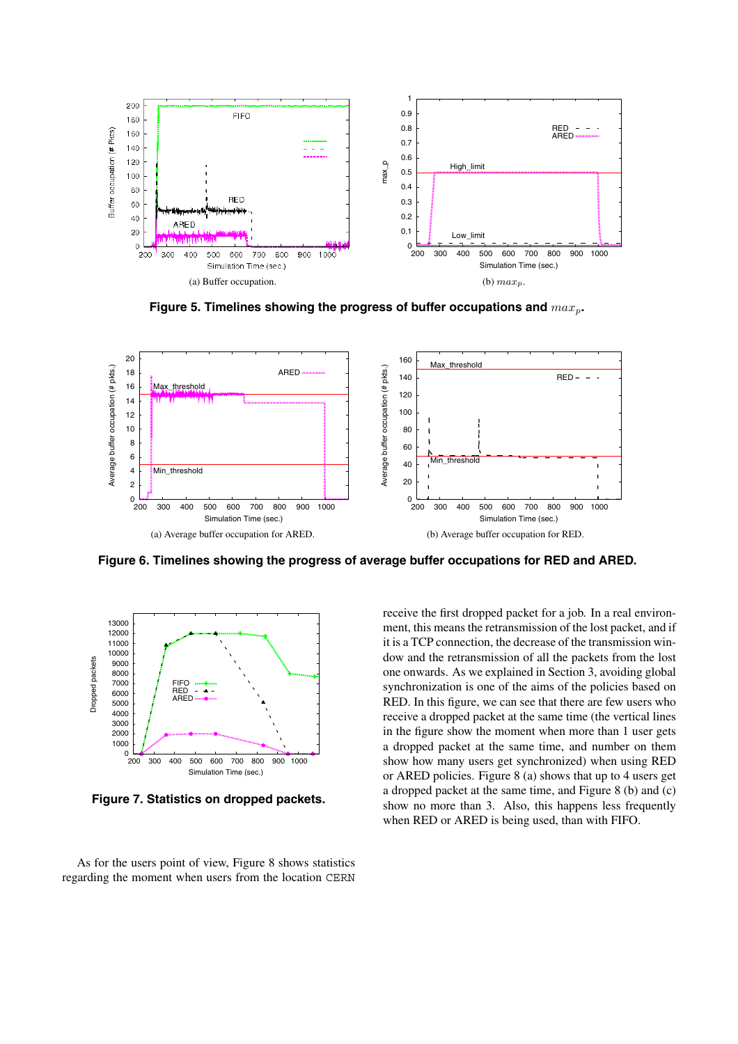(a) Buffer occupation.

(b) $max_p$.

**Figure 5. Timelines showing the progress of buffer occupations and $max_p$.**

(a) Average buffer occupation for ARED.

(b) Average buffer occupation for RED.

**Figure 6. Timelines showing the progress of average buffer occupations for RED and ARED.**

**Figure 7. Statistics on dropped packets.**

As for the users point of view, Figure 8 shows statistics regarding the moment when users from the location CERN receive the first dropped packet for a job. In a real environment, this means the retransmission of the lost packet, and if it is a TCP connection, the decrease of the transmission window and the retransmission of all the packets from the lost one onwards. As we explained in Section 3, avoiding global synchronization is one of the aims of the policies based on RED. In this figure, we can see that there are few users who receive a dropped packet at the same time (the vertical lines in the figure show the moment when more than 1 user gets a dropped packet at the same time, and number on them show how many users get synchronized) when using RED or ARED policies. Figure 8 (a) shows that up to 4 users get a dropped packet at the same time, and Figure 8 (b) and (c) show no more than 3. Also, this happens less frequently when RED or ARED is being used, than with FIFO.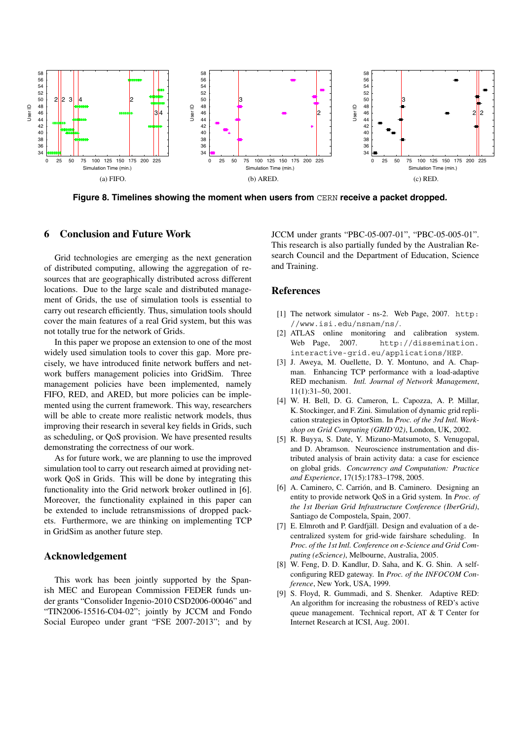(a) FIFO. (b) ARED. (c) RED.

**Figure 8. Timelines showing the moment when users from CERN receive a packet dropped.**

## 6 Conclusion and Future Work

Grid technologies are emerging as the next generation of distributed computing, allowing the aggregation of resources that are geographically distributed across different locations. Due to the large scale and distributed management of Grids, the use of simulation tools is essential to carry out research efficiently. Thus, simulation tools should cover the main features of a real Grid system, but this was not totally true for the network of Grids.

In this paper we propose an extension to one of the most widely used simulation tools to cover this gap. More precisely, we have introduced finite network buffers and network buffers management policies into GridSim. Three management policies have been implemented, namely FIFO, RED, and ARED, but more policies can be implemented using the current framework. This way, researchers will be able to create more realistic network models, thus improving their research in several key fields in Grids, such as scheduling, or QoS provision. We have presented results demonstrating the correctness of our work.

As for future work, we are planning to use the improved simulation tool to carry out research aimed at providing network QoS in Grids. This will be done by integrating this functionality into the Grid network broker outlined in [6]. Moreover, the functionality explained in this paper can be extended to include retransmissions of dropped packets. Furthermore, we are thinking on implementing TCP in GridSim as another future step.

## Acknowledgement

This work has been jointly supported by the Spanish MEC and European Commission FEDER funds under grants "Consolider Ingenio-2010 CSD2006-00046" and "TIN2006-15516-C04-02"; jointly by JCCM and Fondo Social Europeo under grant "FSE 2007-2013"; and by JCCM under grants "PBC-05-007-01", "PBC-05-005-01". This research is also partially funded by the Australian Research Council and the Department of Education, Science and Training.

## References

[1] The network simulator - ns-2. Web Page, 2007. http://www.isi.edu/nsnam/ns/.

[2] ATLAS online monitoring and calibration system. Web Page, 2007. http://dissemination.interactive-grid.eu/applications/HEP.

[3] J. Aweya, M. Ouellette, D. Y. Montuno, and A. Chapman. Enhancing TCP performance with a load-adaptive RED mechanism. *Intl. Journal of Network Management*, 11(1):31–50, 2001.

[4] W. H. Bell, D. G. Cameron, L. Capozza, A. P. Millar, K. Stockinger, and F. Zini. Simulation of dynamic grid replication strategies in OptorSim. In *Proc. of the 3rd Intl. Workshop on Grid Computing (GRID'02)*, London, UK, 2002.

[5] R. Buyya, S. Date, Y. Mizuno-Matsumoto, S. Venugopal, and D. Abramson. Neuroscience instrumentation and distributed analysis of brain activity data: a case for eScience on global grids. *Concurrency and Computation: Practice and Experience*, 17(15):1783–1798, 2005.

[6] A. Caminero, C. Carrión, and B. Caminero. Designing an entity to provide network QoS in a Grid system. In *Proc. of the 1st Iberian Grid Infrastructure Conference (IberGrid)*, Santiago de Compostela, Spain, 2007.

[7] E. Elmroth and P. Gardfjäll. Design and evaluation of a decentralized system for grid-wide fairshare scheduling. In *Proc. of the 1st Intl. Conference on e-Science and Grid Computing (eScience)*, Melbourne, Australia, 2005.

[8] W. Feng, D. D. Kandlur, D. Saha, and K. G. Shin. A self-configuring RED gateway. In *Proc. of the INFOCOM Conference*, New York, USA, 1999.

[9] S. Floyd, R. Gummadi, and S. Shenker. Adaptive RED: An algorithm for increasing the robustness of RED's active queue management. Technical report, AT & T Center for Internet Research at ICSI, Aug. 2001.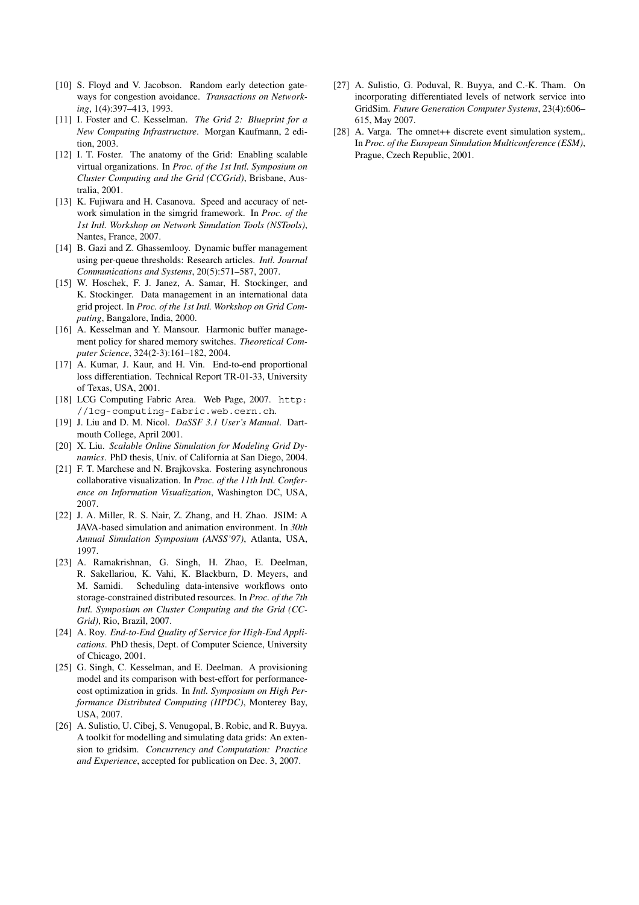[10] S. Floyd and V. Jacobson. Random early detection gateways for congestion avoidance. *Transactions on Networking*, 1(4):397–413, 1993.

[11] I. Foster and C. Kesselman. *The Grid 2: Blueprint for a New Computing Infrastructure*. Morgan Kaufmann, 2 edition, 2003.

[12] I. T. Foster. The anatomy of the Grid: Enabling scalable virtual organizations. In *Proc. of the 1st Intl. Symposium on Cluster Computing and the Grid (CCGrid)*, Brisbane, Australia, 2001.

[13] K. Fujiwara and H. Casanova. Speed and accuracy of network simulation in the simgrid framework. In *Proc. of the 1st Intl. Workshop on Network Simulation Tools (NSTools)*, Nantes, France, 2007.

[14] B. Gazi and Z. Ghassemlooy. Dynamic buffer management using per-queue thresholds: Research articles. *Intl. Journal Communications and Systems*, 20(5):571–587, 2007.

[15] W. Hoschek, F. J. Janez, A. Samar, H. Stockinger, and K. Stockinger. Data management in an international data grid project. In *Proc. of the 1st Intl. Workshop on Grid Computing*, Bangalore, India, 2000.

[16] A. Kesselman and Y. Mansour. Harmonic buffer management policy for shared memory switches. *Theoretical Computer Science*, 324(2-3):161–182, 2004.

[17] A. Kumar, J. Kaur, and H. Vin. End-to-end proportional loss differentiation. Technical Report TR-01-33, University of Texas, USA, 2001.

[18] LCG Computing Fabric Area. Web Page, 2007. `http://lcg-computing-fabric.web.cern.ch`.

[19] J. Liu and D. M. Nicol. *DaSSF 3.1 User's Manual*. Dartmouth College, April 2001.

[20] X. Liu. *Scalable Online Simulation for Modeling Grid Dynamics*. PhD thesis, Univ. of California at San Diego, 2004.

[21] F. T. Marchese and N. Brajkovska. Fostering asynchronous collaborative visualization. In *Proc. of the 11th Intl. Conference on Information Visualization*, Washington DC, USA, 2007.

[22] J. A. Miller, R. S. Nair, Z. Zhang, and H. Zhao. JSIM: A JAVA-based simulation and animation environment. In *30th Annual Simulation Symposium (ANSS'97)*, Atlanta, USA, 1997.

[23] A. Ramakrishnan, G. Singh, H. Zhao, E. Deelman, R. Sakellariou, K. Vahi, K. Blackburn, D. Meyers, and M. Samidi. Scheduling data-intensive workflows onto storage-constrained distributed resources. In *Proc. of the 7th Intl. Symposium on Cluster Computing and the Grid (CCGrid)*, Rio, Brazil, 2007.

[24] A. Roy. *End-to-End Quality of Service for High-End Applications*. PhD thesis, Dept. of Computer Science, University of Chicago, 2001.

[25] G. Singh, C. Kesselman, and E. Deelman. A provisioning model and its comparison with best-effort for performance-cost optimization in grids. In *Intl. Symposium on High Performance Distributed Computing (HPDC)*, Monterey Bay, USA, 2007.

[26] A. Sulistio, U. Cibej, S. Venugopal, B. Robic, and R. Buyya. A toolkit for modelling and simulating data grids: An extension to gridsim. *Concurrency and Computation: Practice and Experience*, accepted for publication on Dec. 3, 2007.

[27] A. Sulistio, G. Poduval, R. Buyya, and C.-K. Tham. On incorporating differentiated levels of network service into GridSim. *Future Generation Computer Systems*, 23(4):606–615, May 2007.

[28] A. Varga. The omnet++ discrete event simulation system,. In *Proc. of the European Simulation Multiconference (ESM)*, Prague, Czech Republic, 2001.